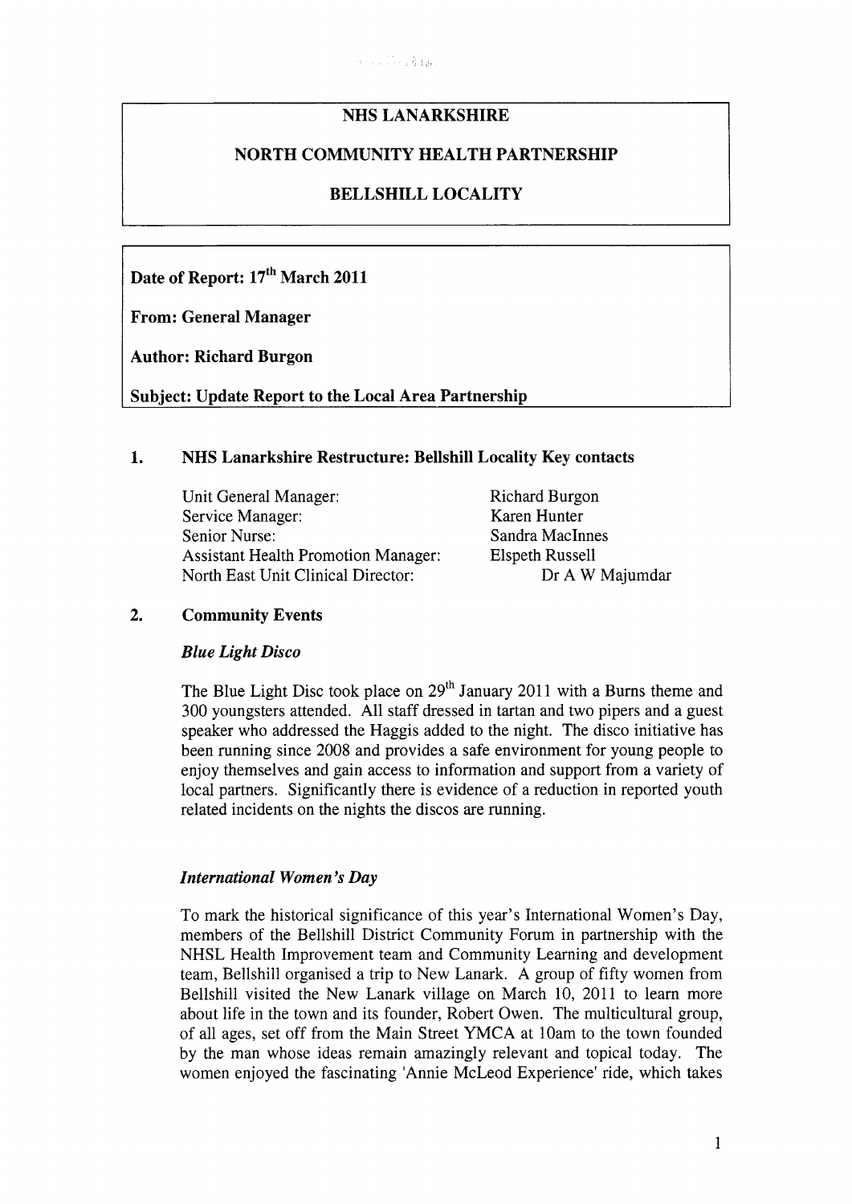# NHS LANARKSHIRE

## NORTH COMMUNITY HEALTH PARTNERSHIP

## BELLSHILL LOCALITY

**Date of Report: 17th March 2011**

**From: General Manager**

**Author: Richard Burgon**

**Subject: Update Report to the Local Area Partnership**

## 1. NHS Lanarkshire Restructure: Bellshill Locality Key contacts

| | |
|---|---|
| Unit General Manager: | Richard Burgon |
| Service Manager: | Karen Hunter |
| Senior Nurse: | Sandra MacInnes |
| Assistant Health Promotion Manager: | Elspeth Russell |
| North East Unit Clinical Director: | Dr A W Majumdar |

## 2. Community Events

### *Blue Light Disco*

The Blue Light Disc took place on 29th January 2011 with a Burns theme and 300 youngsters attended. All staff dressed in tartan and two pipers and a guest speaker who addressed the Haggis added to the night. The disco initiative has been running since 2008 and provides a safe environment for young people to enjoy themselves and gain access to information and support from a variety of local partners. Significantly there is evidence of a reduction in reported youth related incidents on the nights the discos are running.

### *International Women's Day*

To mark the historical significance of this year's International Women's Day, members of the Bellshill District Community Forum in partnership with the NHSL Health Improvement team and Community Learning and development team, Bellshill organised a trip to New Lanark. A group of fifty women from Bellshill visited the New Lanark village on March 10, 2011 to learn more about life in the town and its founder, Robert Owen. The multicultural group, of all ages, set off from the Main Street YMCA at 10am to the town founded by the man whose ideas remain amazingly relevant and topical today. The women enjoyed the fascinating 'Annie McLeod Experience' ride, which takes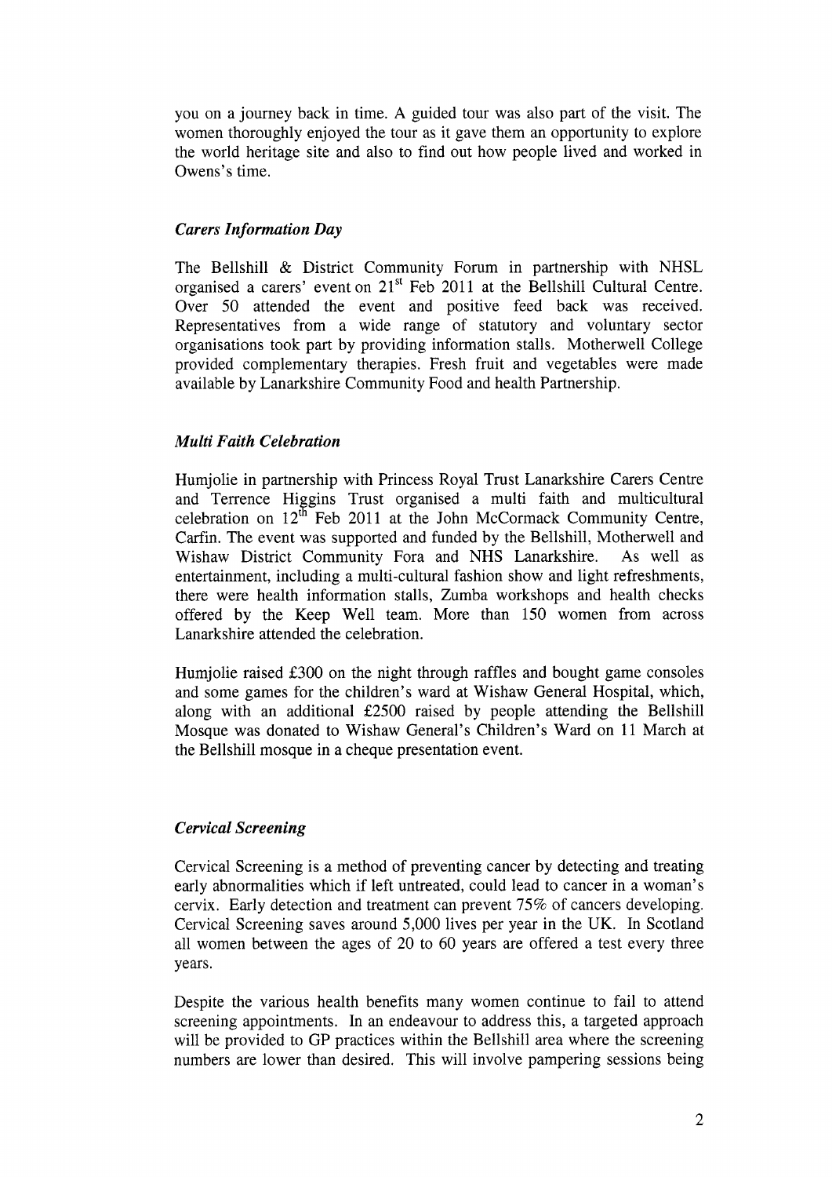you on a journey back in time. A guided tour was also part of the visit. The women thoroughly enjoyed the tour as it gave them an opportunity to explore the world heritage site and also to find out how people lived and worked in Owens's time.

### *Carers Information Day*

The Bellshill & District Community Forum in partnership with NHSL organised a carers' event on 21st Feb 2011 at the Bellshill Cultural Centre. Over 50 attended the event and positive feed back was received. Representatives from a wide range of statutory and voluntary sector organisations took part by providing information stalls. Motherwell College provided complementary therapies. Fresh fruit and vegetables were made available by Lanarkshire Community Food and health Partnership.

### *Multi Faith Celebration*

Humjolie in partnership with Princess Royal Trust Lanarkshire Carers Centre and Terrence Higgins Trust organised a multi faith and multicultural celebration on 12th Feb 2011 at the John McCormack Community Centre, Carfin. The event was supported and funded by the Bellshill, Motherwell and Wishaw District Community Fora and NHS Lanarkshire. As well as entertainment, including a multi-cultural fashion show and light refreshments, there were health information stalls, Zumba workshops and health checks offered by the Keep Well team. More than 150 women from across Lanarkshire attended the celebration.

Humjolie raised £300 on the night through raffles and bought game consoles and some games for the children's ward at Wishaw General Hospital, which, along with an additional £2500 raised by people attending the Bellshill Mosque was donated to Wishaw General's Children's Ward on 11 March at the Bellshill mosque in a cheque presentation event.

### *Cervical Screening*

Cervical Screening is a method of preventing cancer by detecting and treating early abnormalities which if left untreated, could lead to cancer in a woman's cervix. Early detection and treatment can prevent 75% of cancers developing. Cervical Screening saves around 5,000 lives per year in the UK. In Scotland all women between the ages of 20 to 60 years are offered a test every three years.

Despite the various health benefits many women continue to fail to attend screening appointments. In an endeavour to address this, a targeted approach will be provided to GP practices within the Bellshill area where the screening numbers are lower than desired. This will involve pampering sessions being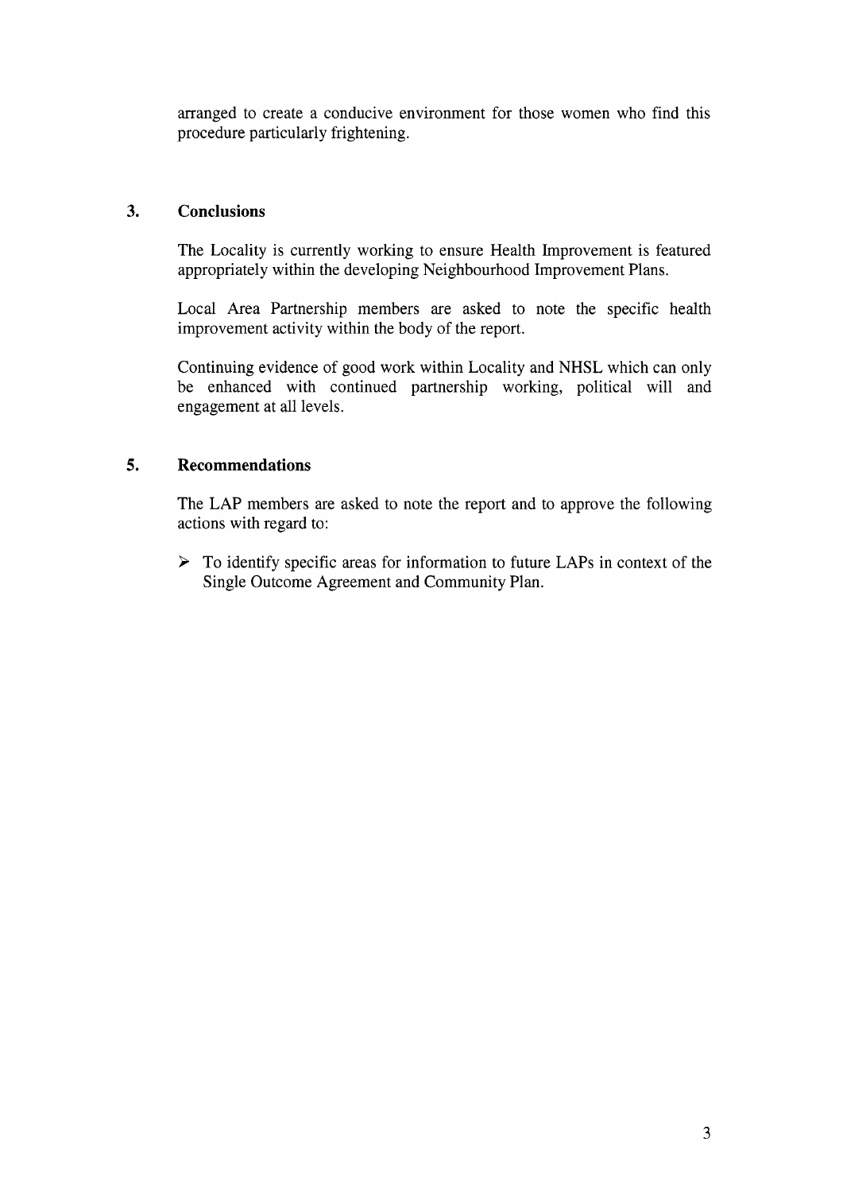arranged to create a conducive environment for those women who find this procedure particularly frightening.

## 3. Conclusions

The Locality is currently working to ensure Health Improvement is featured appropriately within the developing Neighbourhood Improvement Plans.

Local Area Partnership members are asked to note the specific health improvement activity within the body of the report.

Continuing evidence of good work within Locality and NHSL which can only be enhanced with continued partnership working, political will and engagement at all levels.

## 5. Recommendations

The LAP members are asked to note the report and to approve the following actions with regard to:

- To identify specific areas for information to future LAPs in context of the Single Outcome Agreement and Community Plan.